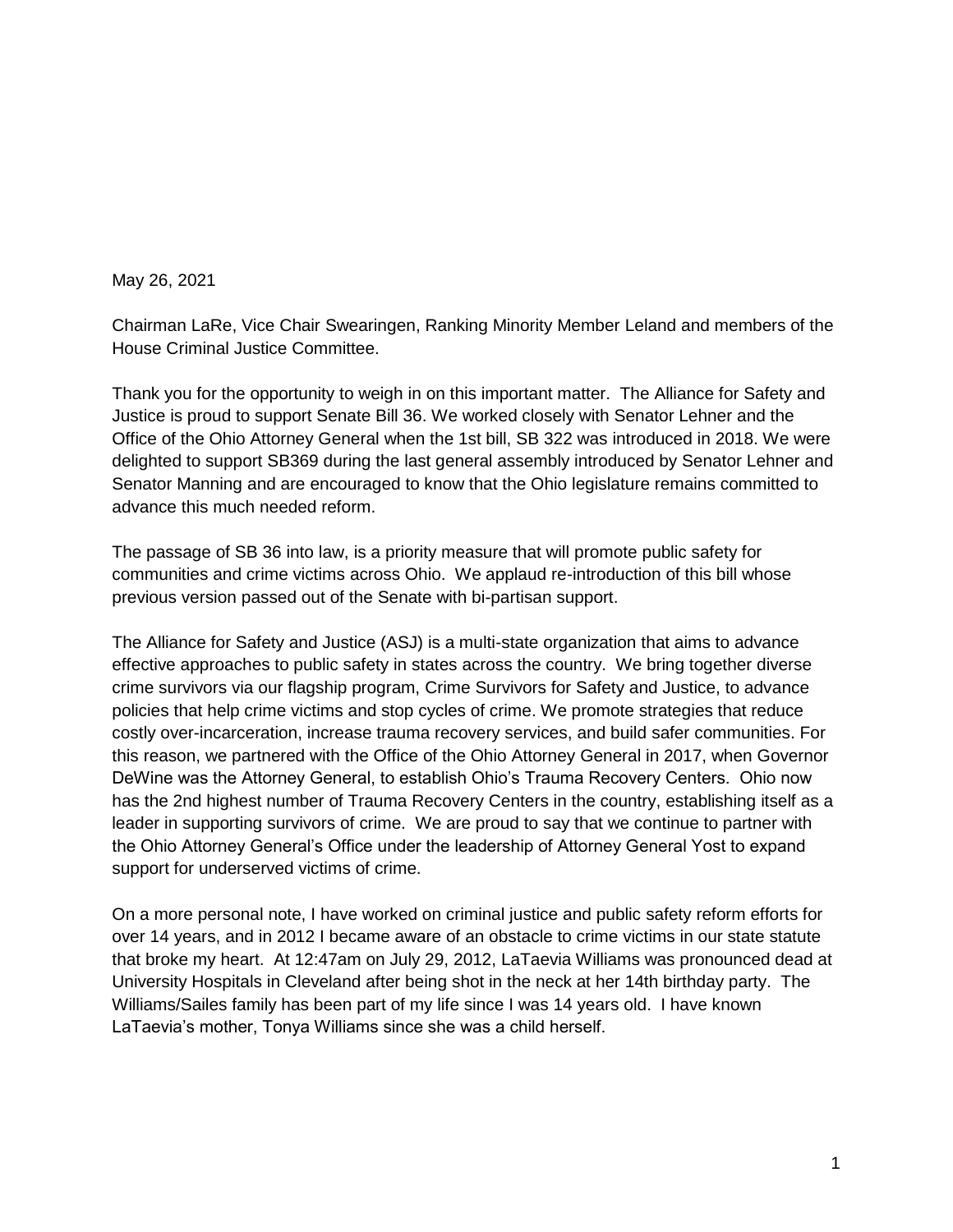May 26, 2021

Chairman LaRe, Vice Chair Swearingen, Ranking Minority Member Leland and members of the House Criminal Justice Committee.

Thank you for the opportunity to weigh in on this important matter. The Alliance for Safety and Justice is proud to support Senate Bill 36. We worked closely with Senator Lehner and the Office of the Ohio Attorney General when the 1st bill, SB 322 was introduced in 2018. We were delighted to support SB369 during the last general assembly introduced by Senator Lehner and Senator Manning and are encouraged to know that the Ohio legislature remains committed to advance this much needed reform.

The passage of SB 36 into law, is a priority measure that will promote public safety for communities and crime victims across Ohio. We applaud re-introduction of this bill whose previous version passed out of the Senate with bi-partisan support.

The Alliance for Safety and Justice (ASJ) is a multi-state organization that aims to advance effective approaches to public safety in states across the country. We bring together diverse crime survivors via our flagship program, Crime Survivors for Safety and Justice, to advance policies that help crime victims and stop cycles of crime. We promote strategies that reduce costly over-incarceration, increase trauma recovery services, and build safer communities. For this reason, we partnered with the Office of the Ohio Attorney General in 2017, when Governor DeWine was the Attorney General, to establish Ohio's Trauma Recovery Centers. Ohio now has the 2nd highest number of Trauma Recovery Centers in the country, establishing itself as a leader in supporting survivors of crime. We are proud to say that we continue to partner with the Ohio Attorney General's Office under the leadership of Attorney General Yost to expand support for underserved victims of crime.

On a more personal note, I have worked on criminal justice and public safety reform efforts for over 14 years, and in 2012 I became aware of an obstacle to crime victims in our state statute that broke my heart. At 12:47am on July 29, 2012, LaTaevia Williams was pronounced dead at University Hospitals in Cleveland after being shot in the neck at her 14th birthday party. The Williams/Sailes family has been part of my life since I was 14 years old. I have known LaTaevia's mother, Tonya Williams since she was a child herself.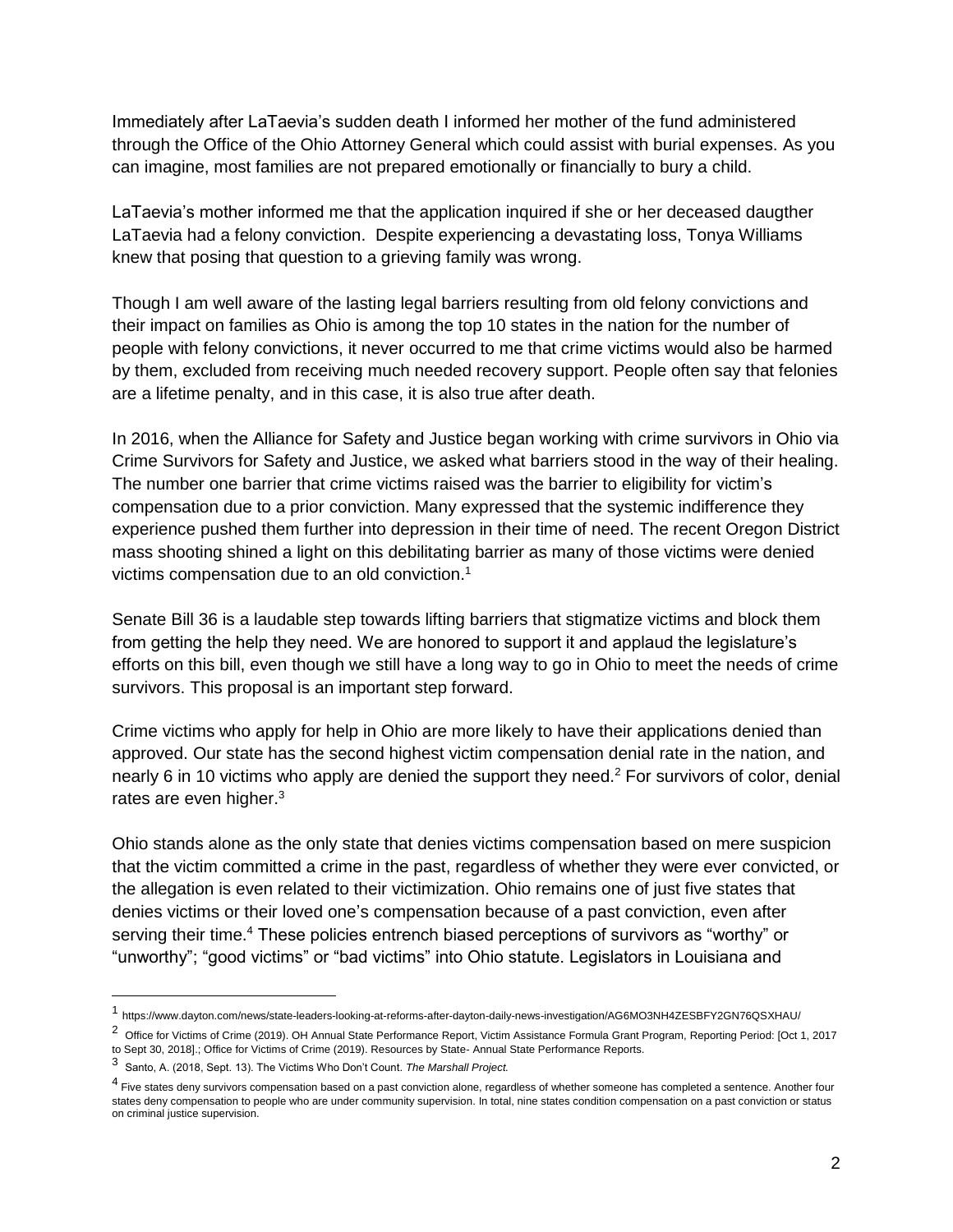Immediately after LaTaevia's sudden death I informed her mother of the fund administered through the Office of the Ohio Attorney General which could assist with burial expenses. As you can imagine, most families are not prepared emotionally or financially to bury a child.

LaTaevia's mother informed me that the application inquired if she or her deceased daugther LaTaevia had a felony conviction. Despite experiencing a devastating loss, Tonya Williams knew that posing that question to a grieving family was wrong.

Though I am well aware of the lasting legal barriers resulting from old felony convictions and their impact on families as Ohio is among the top 10 states in the nation for the number of people with felony convictions, it never occurred to me that crime victims would also be harmed by them, excluded from receiving much needed recovery support. People often say that felonies are a lifetime penalty, and in this case, it is also true after death.

In 2016, when the Alliance for Safety and Justice began working with crime survivors in Ohio via Crime Survivors for Safety and Justice, we asked what barriers stood in the way of their healing. The number one barrier that crime victims raised was the barrier to eligibility for victim's compensation due to a prior conviction. Many expressed that the systemic indifference they experience pushed them further into depression in their time of need. The recent Oregon District mass shooting shined a light on this debilitating barrier as many of those victims were denied victims compensation due to an old conviction.[1]

Senate Bill 36 is a laudable step towards lifting barriers that stigmatize victims and block them from getting the help they need. We are honored to support it and applaud the legislature's efforts on this bill, even though we still have a long way to go in Ohio to meet the needs of crime survivors. This proposal is an important step forward.

Crime victims who apply for help in Ohio are more likely to have their applications denied than approved. Our state has the second highest victim compensation denial rate in the nation, and nearly 6 in 10 victims who apply are denied the support they need.[2] For survivors of color, denial rates are even higher.[3]

Ohio stands alone as the only state that denies victims compensation based on mere suspicion that the victim committed a crime in the past, regardless of whether they were ever convicted, or the allegation is even related to their victimization. Ohio remains one of just five states that denies victims or their loved one's compensation because of a past conviction, even after serving their time.[4] These policies entrench biased perceptions of survivors as "worthy" or "unworthy"; "good victims" or "bad victims" into Ohio statute. Legislators in Louisiana and

---

[1] https://www.dayton.com/news/state-leaders-looking-at-reforms-after-dayton-daily-news-investigation/AG6MO3NH4ZESBFY2GN76QSXHAU/

[2] Office for Victims of Crime (2019). OH Annual State Performance Report, Victim Assistance Formula Grant Program, Reporting Period: [Oct 1, 2017 to Sept 30, 2018].; Office for Victims of Crime (2019). Resources by State- Annual State Performance Reports.

[3] Santo, A. (2018, Sept. 13). The Victims Who Don't Count. *The Marshall Project.*

[4] Five states deny survivors compensation based on a past conviction alone, regardless of whether someone has completed a sentence. Another four states deny compensation to people who are under community supervision. In total, nine states condition compensation on a past conviction or status on criminal justice supervision.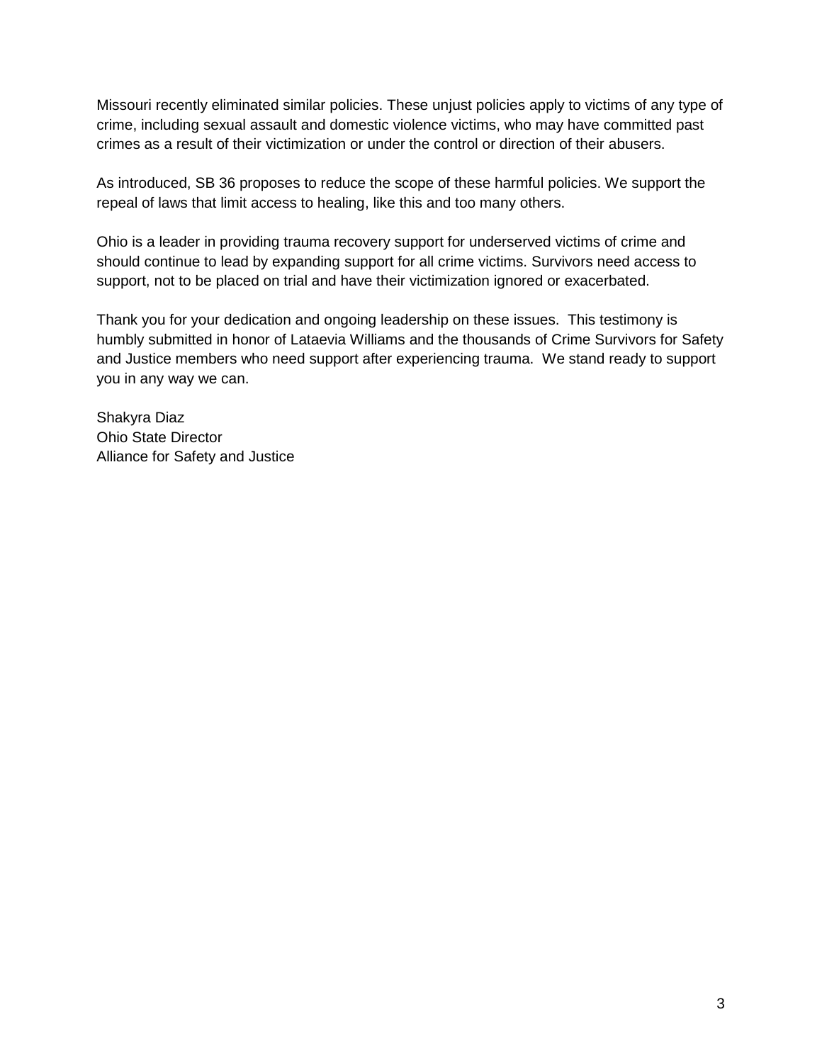Missouri recently eliminated similar policies. These unjust policies apply to victims of any type of crime, including sexual assault and domestic violence victims, who may have committed past crimes as a result of their victimization or under the control or direction of their abusers.

As introduced, SB 36 proposes to reduce the scope of these harmful policies. We support the repeal of laws that limit access to healing, like this and too many others.

Ohio is a leader in providing trauma recovery support for underserved victims of crime and should continue to lead by expanding support for all crime victims. Survivors need access to support, not to be placed on trial and have their victimization ignored or exacerbated.

Thank you for your dedication and ongoing leadership on these issues. This testimony is humbly submitted in honor of Lataevia Williams and the thousands of Crime Survivors for Safety and Justice members who need support after experiencing trauma. We stand ready to support you in any way we can.

Shakyra Diaz  
Ohio State Director  
Alliance for Safety and Justice